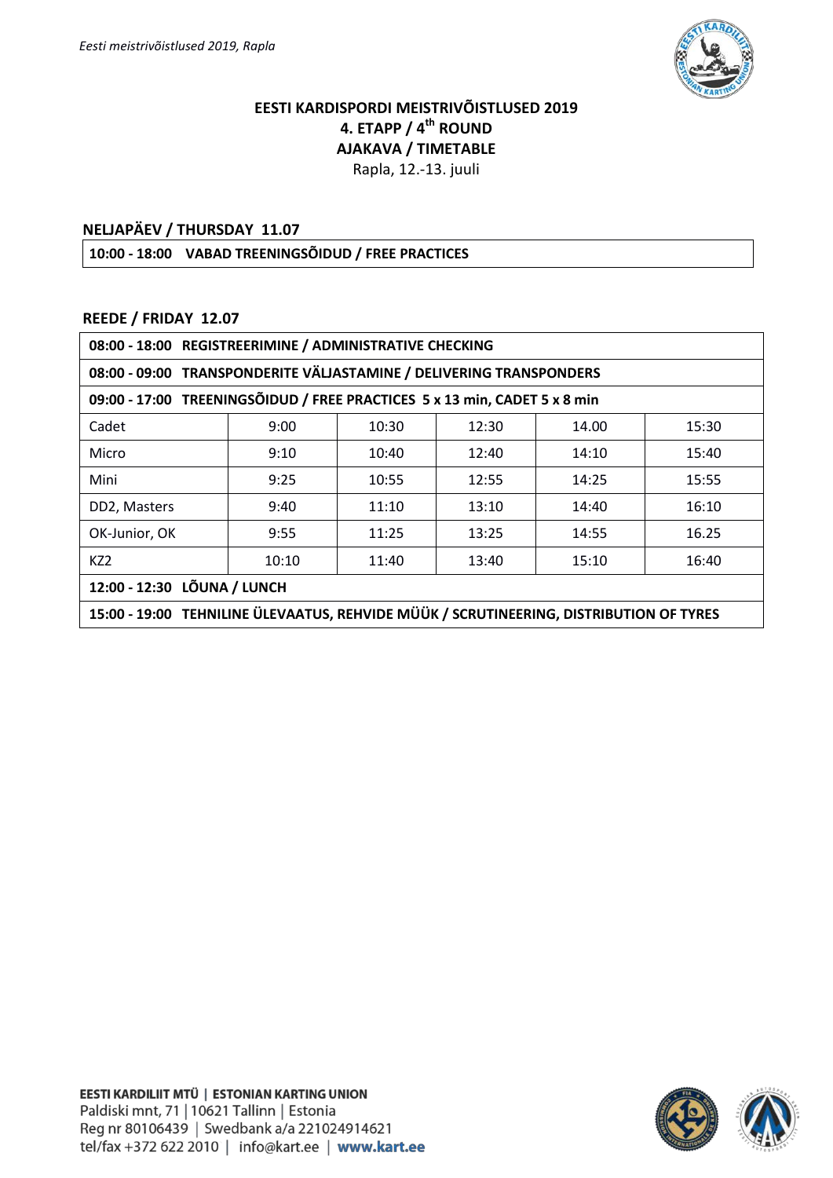# EESTI KARDISPORDI MEISTRIVÕISTLUSED 2019

## 4. ETAPP / 4th ROUND

## AJAKAVA / TIMETABLE

Rapla, 12.-13. juuli

### NELJAPÄEV / THURSDAY 11.07

| 10:00 - 18:00 VABAD TREENINGSÕIDUD / FREE PRACTICES |
|---|

### REEDE / FRIDAY 12.07

| 08:00 - 18:00 REGISTREERIMINE / ADMINISTRATIVE CHECKING | | | | | |
|---|---|---|---|---|---|
| **08:00 - 09:00 TRANSPONDERITE VÄLJASTAMINE / DELIVERING TRANSPONDERS** | | | | | |
| **09:00 - 17:00 TREENINGSÕIDUD / FREE PRACTICES 5 x 13 min, CADET 5 x 8 min** | | | | | |
| Cadet | 9:00 | 10:30 | 12:30 | 14.00 | 15:30 |
| Micro | 9:10 | 10:40 | 12:40 | 14:10 | 15:40 |
| Mini | 9:25 | 10:55 | 12:55 | 14:25 | 15:55 |
| DD2, Masters | 9:40 | 11:10 | 13:10 | 14:40 | 16:10 |
| OK-Junior, OK | 9:55 | 11:25 | 13:25 | 14:55 | 16.25 |
| KZ2 | 10:10 | 11:40 | 13:40 | 15:10 | 16:40 |
| **12:00 - 12:30 LÕUNA / LUNCH** | | | | | |
| **15:00 - 19:00 TEHNILINE ÜLEVAATUS, REHVIDE MÜÜK / SCRUTINEERING, DISTRIBUTION OF TYRES** | | | | | |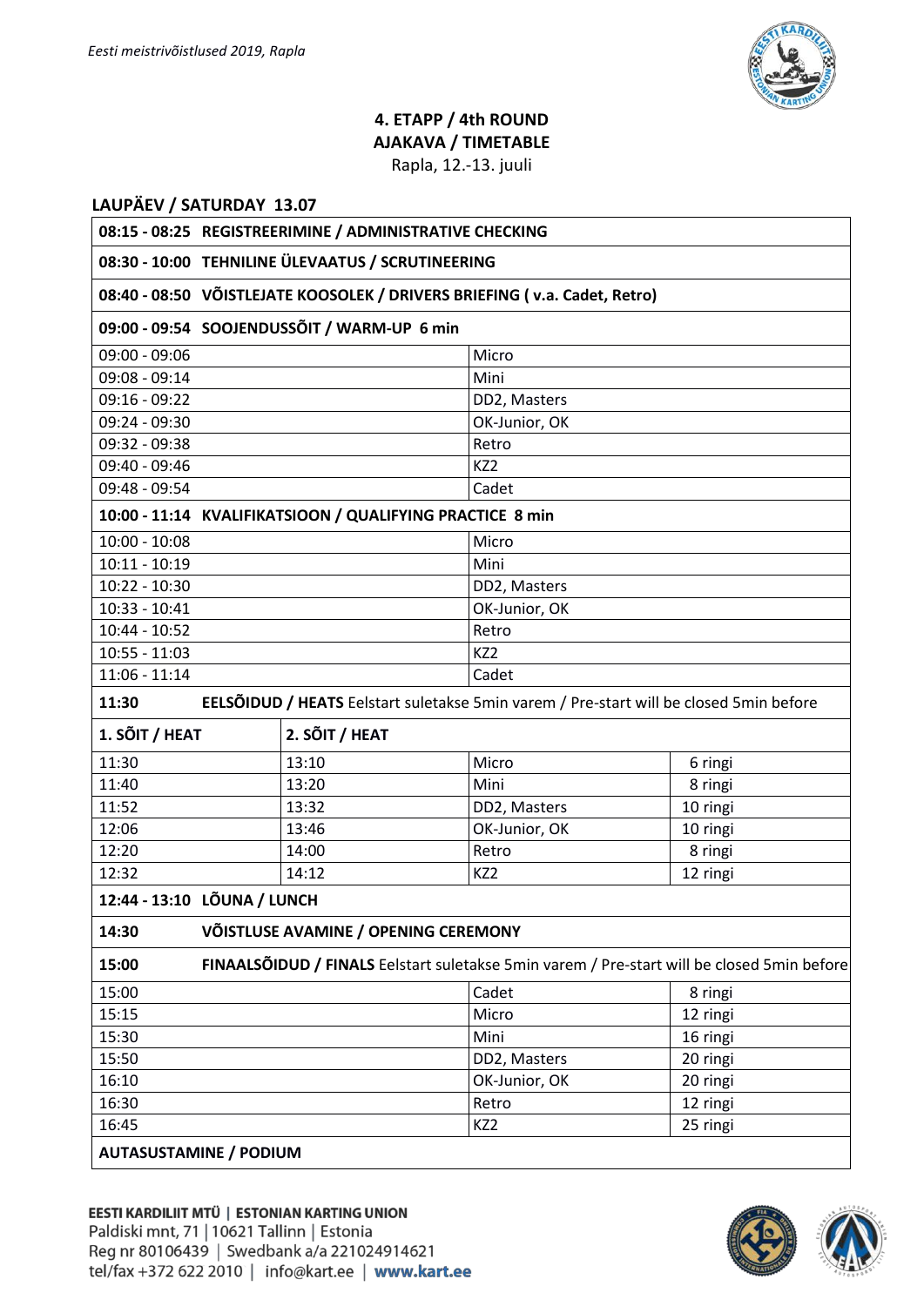*Eesti meistrivõistlused 2019, Rapla*

**4. ETAPP / 4th ROUND**
**AJAKAVA / TIMETABLE**
Rapla, 12.-13. juuli

## LAUPÄEV / SATURDAY 13.07

**08:15 - 08:25 REGISTREERIMINE / ADMINISTRATIVE CHECKING**

**08:30 - 10:00 TEHNILINE ÜLEVAATUS / SCRUTINEERING**

**08:40 - 08:50 VÕISTLEJATE KOOSOLEK / DRIVERS BRIEFING ( v.a. Cadet, Retro)**

**09:00 - 09:54 SOOJENDUSSÕIT / WARM-UP 6 min**

| | |
|---|---|
| 09:00 - 09:06 | Micro |
| 09:08 - 09:14 | Mini |
| 09:16 - 09:22 | DD2, Masters |
| 09:24 - 09:30 | OK-Junior, OK |
| 09:32 - 09:38 | Retro |
| 09:40 - 09:46 | KZ2 |
| 09:48 - 09:54 | Cadet |

**10:00 - 11:14 KVALIFIKATSIOON / QUALIFYING PRACTICE 8 min**

| | |
|---|---|
| 10:00 - 10:08 | Micro |
| 10:11 - 10:19 | Mini |
| 10:22 - 10:30 | DD2, Masters |
| 10:33 - 10:41 | OK-Junior, OK |
| 10:44 - 10:52 | Retro |
| 10:55 - 11:03 | KZ2 |
| 11:06 - 11:14 | Cadet |

**11:30 EELSÕIDUD / HEATS** Eelstart suletakse 5min varem / Pre-start will be closed 5min before

| 1. SÕIT / HEAT | 2. SÕIT / HEAT | | |
|---|---|---|---|
| 11:30 | 13:10 | Micro | 6 ringi |
| 11:40 | 13:20 | Mini | 8 ringi |
| 11:52 | 13:32 | DD2, Masters | 10 ringi |
| 12:06 | 13:46 | OK-Junior, OK | 10 ringi |
| 12:20 | 14:00 | Retro | 8 ringi |
| 12:32 | 14:12 | KZ2 | 12 ringi |

**12:44 - 13:10 LÕUNA / LUNCH**

**14:30 VÕISTLUSE AVAMINE / OPENING CEREMONY**

**15:00 FINAALSÕIDUD / FINALS** Eelstart suletakse 5min varem / Pre-start will be closed 5min before

| | | |
|---|---|---|
| 15:00 | Cadet | 8 ringi |
| 15:15 | Micro | 12 ringi |
| 15:30 | Mini | 16 ringi |
| 15:50 | DD2, Masters | 20 ringi |
| 16:10 | OK-Junior, OK | 20 ringi |
| 16:30 | Retro | 12 ringi |
| 16:45 | KZ2 | 25 ringi |

**AUTASUSTAMINE / PODIUM**

**EESTI KARDILIIT MTÜ | ESTONIAN KARTING UNION**
Paldiski mnt, 71 | 10621 Tallinn | Estonia
Reg nr 80106439 | Swedbank a/a 221024914621
tel/fax +372 622 2010 | info@kart.ee | **www.kart.ee**